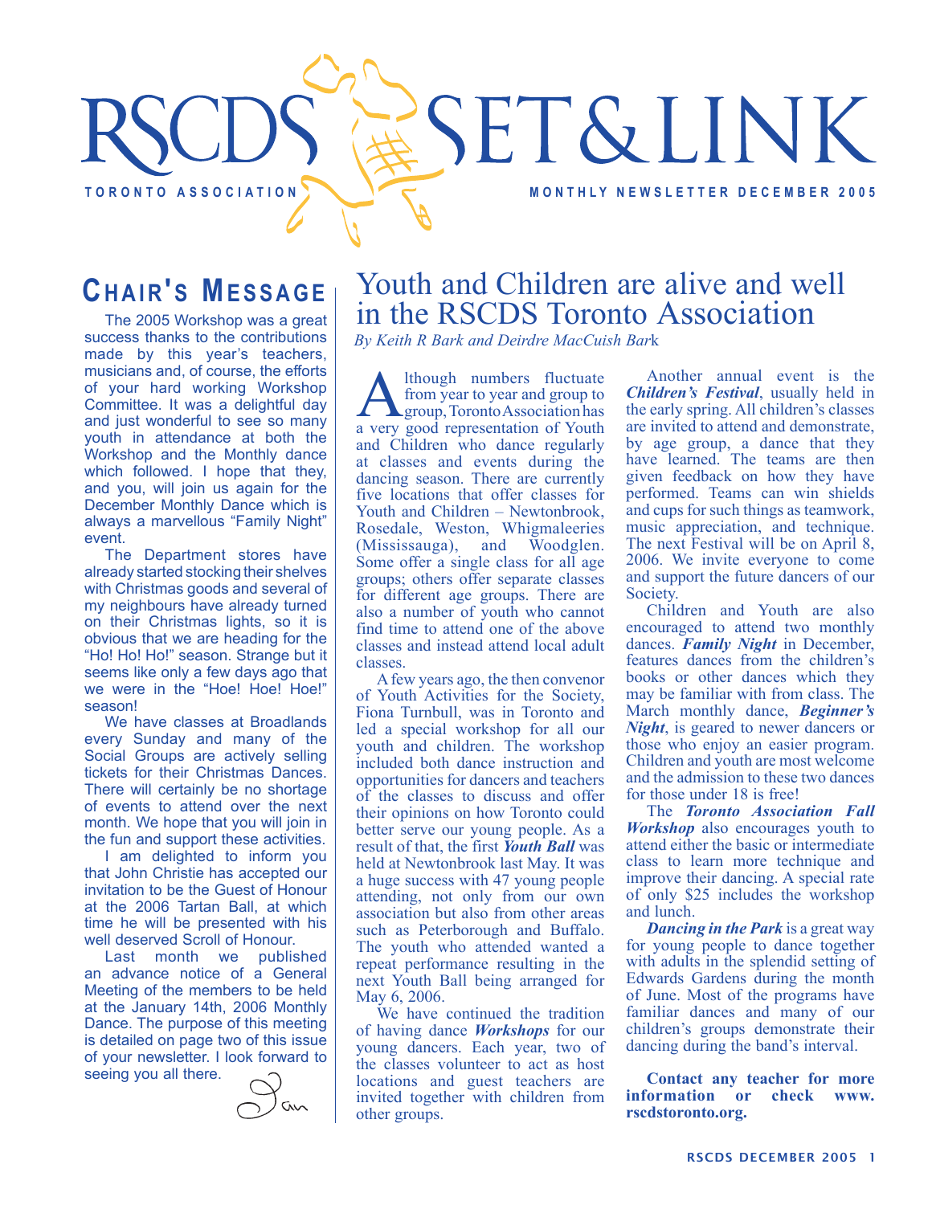# RSCDS SET&LINK

TORONTO ASSOCIATION

MONTHLY NEWSLETTER DECEMBER 2005

## CHAIR'S MESSAGE

The 2005 Workshop was a great success thanks to the contributions made by this year's teachers, musicians and, of course, the efforts of your hard working Workshop Committee. It was a delightful day and just wonderful to see so many youth in attendance at both the Workshop and the Monthly dance which followed. I hope that they, and you, will join us again for the December Monthly Dance which is always a marvellous "Family Night" event.

The Department stores have already started stocking their shelves with Christmas goods and several of my neighbours have already turned on their Christmas lights, so it is obvious that we are heading for the "Ho! Ho! Ho!" season. Strange but it seems like only a few days ago that we were in the "Hoe! Hoe! Hoe!" season!

We have classes at Broadlands every Sunday and many of the Social Groups are actively selling tickets for their Christmas Dances. There will certainly be no shortage of events to attend over the next month. We hope that you will join in the fun and support these activities.

I am delighted to inform you that John Christie has accepted our invitation to be the Guest of Honour at the 2006 Tartan Ball, at which time he will be presented with his well deserved Scroll of Honour.

Last month we published an advance notice of a General Meeting of the members to be held at the January 14th, 2006 Monthly Dance. The purpose of this meeting is detailed on page two of this issue of your newsletter. I look forward to seeing you all there.

Jan

## Youth and Children are alive and well in the RSCDS Toronto Association

*By Keith R Bark and Deirdre MacCuish Bark*

Although numbers fluctuate from year to year and group to group, Toronto Association has a very good representation of Youth and Children who dance regularly at classes and events during the dancing season. There are currently five locations that offer classes for Youth and Children – Newtonbrook, Rosedale, Weston, Whigmaleeries (Mississauga), and Woodglen. Some offer a single class for all age groups; others offer separate classes for different age groups. There are also a number of youth who cannot find time to attend one of the above classes and instead attend local adult classes.

A few years ago, the then convenor of Youth Activities for the Society, Fiona Turnbull, was in Toronto and led a special workshop for all our youth and children. The workshop included both dance instruction and opportunities for dancers and teachers of the classes to discuss and offer their opinions on how Toronto could better serve our young people. As a result of that, the first ***Youth Ball*** was held at Newtonbrook last May. It was a huge success with 47 young people attending, not only from our own association but also from other areas such as Peterborough and Buffalo. The youth who attended wanted a repeat performance resulting in the next Youth Ball being arranged for May 6, 2006.

We have continued the tradition of having dance ***Workshops*** for our young dancers. Each year, two of the classes volunteer to act as host locations and guest teachers are invited together with children from other groups.

Another annual event is the ***Children's Festival***, usually held in the early spring. All children's classes are invited to attend and demonstrate, by age group, a dance that they have learned. The teams are then given feedback on how they have performed. Teams can win shields and cups for such things as teamwork, music appreciation, and technique. The next Festival will be on April 8, 2006. We invite everyone to come and support the future dancers of our Society.

Children and Youth are also encouraged to attend two monthly dances. ***Family Night*** in December, features dances from the children's books or other dances which they may be familiar with from class. The March monthly dance, ***Beginner's Night***, is geared to newer dancers or those who enjoy an easier program. Children and youth are most welcome and the admission to these two dances for those under 18 is free!

The ***Toronto Association Fall Workshop*** also encourages youth to attend either the basic or intermediate class to learn more technique and improve their dancing. A special rate of only $25 includes the workshop and lunch.

***Dancing in the Park*** is a great way for young people to dance together with adults in the splendid setting of Edwards Gardens during the month of June. Most of the programs have familiar dances and many of our children's groups demonstrate their dancing during the band's interval.

**Contact any teacher for more information or check www.rscdstoronto.org.**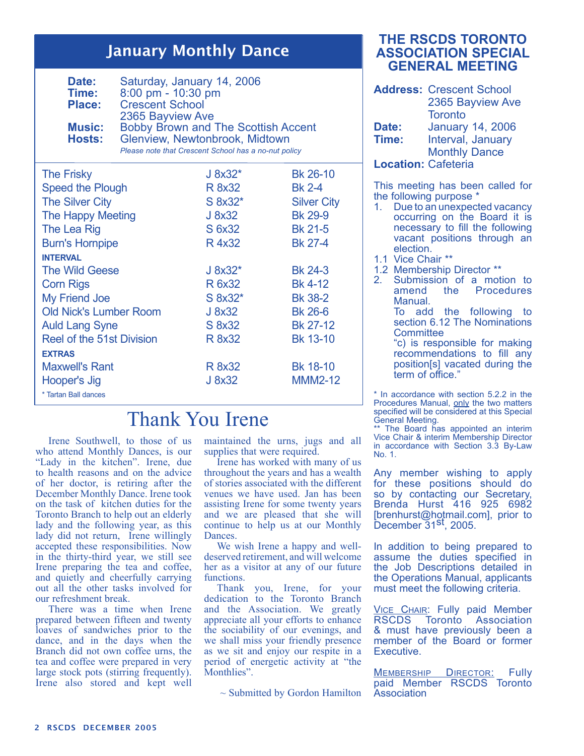## January Monthly Dance

**Date:** Saturday, January 14, 2006
**Time:** 8:00 pm - 10:30 pm
**Place:** Crescent School
2365 Bayview Ave
**Music:** Bobby Brown and The Scottish Accent
**Hosts:** Glenview, Newtonbrook, Midtown

*Please note that Crescent School has a no-nut policy*

| | | |
|---|---|---|
| The Frisky | J 8x32* | Bk 26-10 |
| Speed the Plough | R 8x32 | Bk 2-4 |
| The Silver City | S 8x32* | Silver City |
| The Happy Meeting | J 8x32 | Bk 29-9 |
| The Lea Rig | S 6x32 | Bk 21-5 |
| Burn's Hornpipe | R 4x32 | Bk 27-4 |
| **INTERVAL** | | |
| The Wild Geese | J 8x32* | Bk 24-3 |
| Corn Rigs | R 6x32 | Bk 4-12 |
| My Friend Joe | S 8x32* | Bk 38-2 |
| Old Nick's Lumber Room | J 8x32 | Bk 26-6 |
| Auld Lang Syne | S 8x32 | Bk 27-12 |
| Reel of the 51st Division | R 8x32 | Bk 13-10 |
| **EXTRAS** | | |
| Maxwell's Rant | R 8x32 | Bk 18-10 |
| Hooper's Jig | J 8x32 | MMM2-12 |

* Tartan Ball dances

# Thank You Irene

Irene Southwell, to those of us who attend Monthly Dances, is our "Lady in the kitchen". Irene, due to health reasons and on the advice of her doctor, is retiring after the December Monthly Dance. Irene took on the task of kitchen duties for the Toronto Branch to help out an elderly lady and the following year, as this lady did not return, Irene willingly accepted these responsibilities. Now in the thirty-third year, we still see Irene preparing the tea and coffee, and quietly and cheerfully carrying out all the other tasks involved for our refreshment break.

There was a time when Irene prepared between fifteen and twenty loaves of sandwiches prior to the dance, and in the days when the Branch did not own coffee urns, the tea and coffee were prepared in very large stock pots (stirring frequently). Irene also stored and kept well maintained the urns, jugs and all supplies that were required.

Irene has worked with many of us throughout the years and has a wealth of stories associated with the different venues we have used. Jan has been assisting Irene for some twenty years and we are pleased that she will continue to help us at our Monthly Dances.

We wish Irene a happy and well-deserved retirement, and will welcome her as a visitor at any of our future functions.

Thank you, Irene, for your dedication to the Toronto Branch and the Association. We greatly appreciate all your efforts to enhance the sociability of our evenings, and we shall miss your friendly presence as we sit and enjoy our respite in a period of energetic activity at "the Monthlies".

~ Submitted by Gordon Hamilton

## THE RSCDS TORONTO ASSOCIATION SPECIAL GENERAL MEETING

**Address:** Crescent School
2365 Bayview Ave
Toronto
**Date:** January 14, 2006
**Time:** Interval, January Monthly Dance
**Location:** Cafeteria

This meeting has been called for the following purpose *

1. Due to an unexpected vacancy occurring on the Board it is necessary to fill the following vacant positions through an election.

1.1 Vice Chair **
1.2 Membership Director **

2. Submission of a motion to amend the Procedures Manual.
To add the following to section 6.12 The Nominations Committee
"c) is responsible for making recommendations to fill any position[s] vacated during the term of office."

* In accordance with section 5.2.2 in the Procedures Manual, only the two matters specified will be considered at this Special General Meeting.
** The Board has appointed an interim Vice Chair & interim Membership Director in accordance with Section 3.3 By-Law No. 1.

Any member wishing to apply for these positions should do so by contacting our Secretary, Brenda Hurst 416 925 6982 [brenhurst@hotmail.com], prior to December 31st, 2005.

In addition to being prepared to assume the duties specified in the Job Descriptions detailed in the Operations Manual, applicants must meet the following criteria.

VICE CHAIR: Fully paid Member RSCDS Toronto Association & must have previously been a member of the Board or former Executive.

MEMBERSHIP DIRECTOR: Fully paid Member RSCDS Toronto Association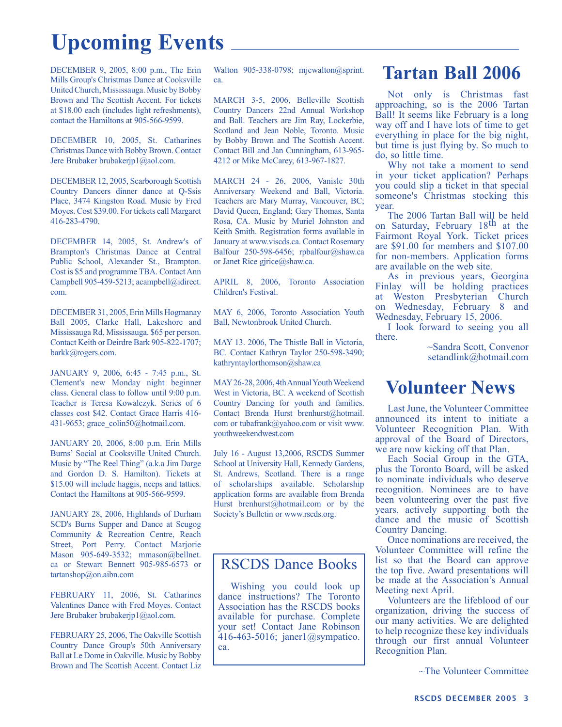# Upcoming Events

DECEMBER 9, 2005, 8:00 p.m., The Erin Mills Group's Christmas Dance at Cooksville United Church, Mississauga. Music by Bobby Brown and The Scottish Accent. For tickets at $18.00 each (includes light refreshments), contact the Hamiltons at 905-566-9599.

DECEMBER 10, 2005, St. Catharines Christmas Dance with Bobby Brown. Contact Jere Brubaker brubakerjp1@aol.com.

DECEMBER 12, 2005, Scarborough Scottish Country Dancers dinner dance at Q-Ssis Place, 3474 Kingston Road. Music by Fred Moyes. Cost $39.00. For tickets call Margaret 416-283-4790.

DECEMBER 14, 2005, St. Andrew's of Brampton's Christmas Dance at Central Public School, Alexander St., Brampton. Cost is $5 and programme TBA. Contact Ann Campbell 905-459-5213; acampbell@idirect.com.

DECEMBER 31, 2005, Erin Mills Hogmanay Ball 2005, Clarke Hall, Lakeshore and Mississauga Rd, Mississauga. $65 per person. Contact Keith or Deirdre Bark 905-822-1707; barkk@rogers.com.

JANUARY 9, 2006, 6:45 - 7:45 p.m., St. Clement's new Monday night beginner class. General class to follow until 9:00 p.m. Teacher is Teresa Kowalczyk. Series of 6 classes cost $42. Contact Grace Harris 416-431-9653; grace_colin50@hotmail.com.

JANUARY 20, 2006, 8:00 p.m. Erin Mills Burns' Social at Cooksville United Church. Music by "The Reel Thing" (a.k.a Jim Darge and Gordon D. S. Hamilton). Tickets at $15.00 will include haggis, neeps and tatties. Contact the Hamiltons at 905-566-9599.

JANUARY 28, 2006, Highlands of Durham SCD's Burns Supper and Dance at Scugog Community & Recreation Centre, Reach Street, Port Perry. Contact Marjorie Mason 905-649-3532; mmason@bellnet.ca or Stewart Bennett 905-985-6573 or tartanshop@on.aibn.com

FEBRUARY 11, 2006, St. Catharines Valentines Dance with Fred Moyes. Contact Jere Brubaker brubakerjp1@aol.com.

FEBRUARY 25, 2006, The Oakville Scottish Country Dance Group's 50th Anniversary Ball at Le Dome in Oakville. Music by Bobby Brown and The Scottish Accent. Contact Liz Walton 905-338-0798; mjewalton@sprint.ca.

MARCH 3-5, 2006, Belleville Scottish Country Dancers 22nd Annual Workshop and Ball. Teachers are Jim Ray, Lockerbie, Scotland and Jean Noble, Toronto. Music by Bobby Brown and The Scottish Accent. Contact Bill and Jan Cunningham, 613-965-4212 or Mike McCarey, 613-967-1827.

MARCH 24 - 26, 2006, Vanisle 30th Anniversary Weekend and Ball, Victoria. Teachers are Mary Murray, Vancouver, BC; David Queen, England; Gary Thomas, Santa Rosa, CA. Music by Muriel Johnston and Keith Smith. Registration forms available in January at www.viscds.ca. Contact Rosemary Balfour 250-598-6456; rpbalfour@shaw.ca or Janet Rice gjrice@shaw.ca.

APRIL 8, 2006, Toronto Association Children's Festival.

MAY 6, 2006, Toronto Association Youth Ball, Newtonbrook United Church.

MAY 13. 2006, The Thistle Ball in Victoria, BC. Contact Kathryn Taylor 250-598-3490; kathryntaylorthomson@shaw.ca

MAY 26-28, 2006, 4th Annual Youth Weekend West in Victoria, BC. A weekend of Scottish Country Dancing for youth and families. Contact Brenda Hurst brenhurst@hotmail.com or tubafrank@yahoo.com or visit www.youthweekendwest.com

July 16 - August 13,2006, RSCDS Summer School at University Hall, Kennedy Gardens, St. Andrews, Scotland. There is a range of scholarships available. Scholarship application forms are available from Brenda Hurst brenhurst@hotmail.com or by the Society's Bulletin or www.rscds.org.

## RSCDS Dance Books

Wishing you could look up dance instructions? The Toronto Association has the RSCDS books available for purchase. Complete your set! Contact Jane Robinson 416-463-5016; janer1@sympatico.ca.

# Tartan Ball 2006

Not only is Christmas fast approaching, so is the 2006 Tartan Ball! It seems like February is a long way off and I have lots of time to get everything in place for the big night, but time is just flying by. So much to do, so little time.

Why not take a moment to send in your ticket application? Perhaps you could slip a ticket in that special someone's Christmas stocking this year.

The 2006 Tartan Ball will be held on Saturday, February 18th at the Fairmont Royal York. Ticket prices are $91.00 for members and $107.00 for non-members. Application forms are available on the web site.

As in previous years, Georgina Finlay will be holding practices at Weston Presbyterian Church on Wednesday, February 8 and Wednesday, February 15, 2006.

I look forward to seeing you all there.

~Sandra Scott, Convenor
setandlink@hotmail.com

# Volunteer News

Last June, the Volunteer Committee announced its intent to initiate a Volunteer Recognition Plan. With approval of the Board of Directors, we are now kicking off that Plan.

Each Social Group in the GTA, plus the Toronto Board, will be asked to nominate individuals who deserve recognition. Nominees are to have been volunteering over the past five years, actively supporting both the dance and the music of Scottish Country Dancing.

Once nominations are received, the Volunteer Committee will refine the list so that the Board can approve the top five. Award presentations will be made at the Association's Annual Meeting next April.

Volunteers are the lifeblood of our organization, driving the success of our many activities. We are delighted to help recognize these key individuals through our first annual Volunteer Recognition Plan.

~The Volunteer Committee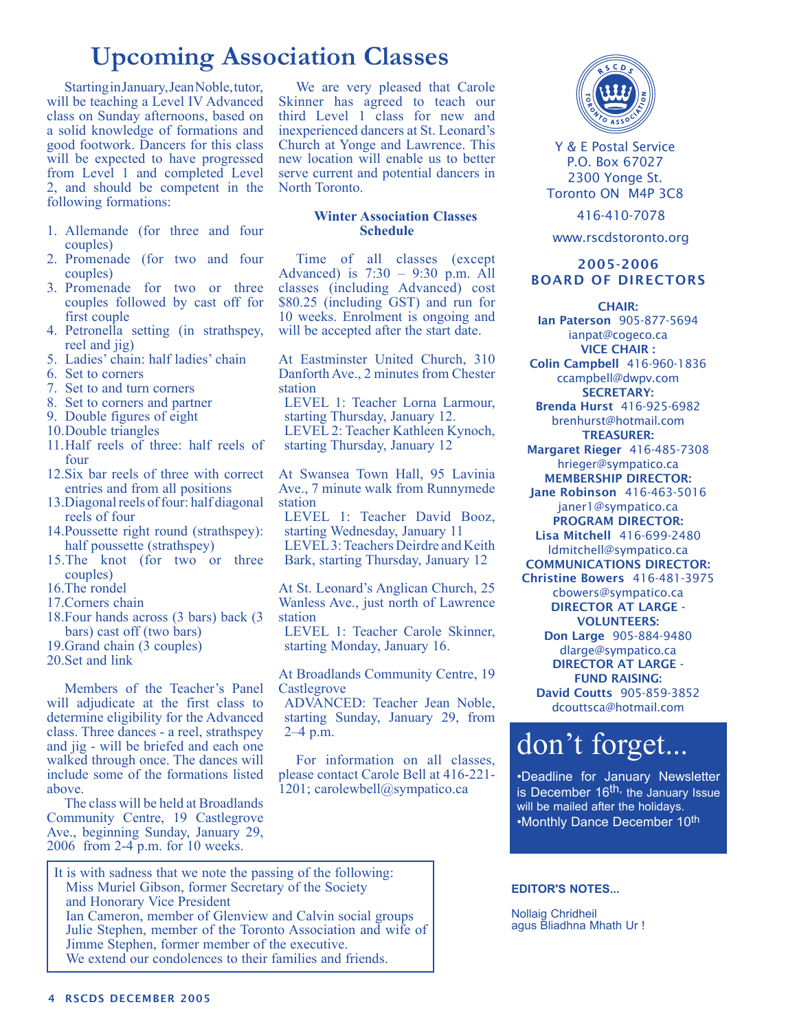# Upcoming Association Classes

Starting in January, Jean Noble, tutor, will be teaching a Level IV Advanced class on Sunday afternoons, based on a solid knowledge of formations and good footwork. Dancers for this class will be expected to have progressed from Level 1 and completed Level 2, and should be competent in the following formations:

1. Allemande (for three and four couples)
2. Promenade (for two and four couples)
3. Promenade for two or three couples followed by cast off for first couple
4. Petronella setting (in strathspey, reel and jig)
5. Ladies' chain: half ladies' chain
6. Set to corners
7. Set to and turn corners
8. Set to corners and partner
9. Double figures of eight
10. Double triangles
11. Half reels of three: half reels of four
12. Six bar reels of three with correct entries and from all positions
13. Diagonal reels of four: half diagonal reels of four
14. Poussette right round (strathspey): half poussette (strathspey)
15. The knot (for two or three couples)
16. The rondel
17. Corners chain
18. Four hands across (3 bars) back (3 bars) cast off (two bars)
19. Grand chain (3 couples)
20. Set and link

Members of the Teacher's Panel will adjudicate at the first class to determine eligibility for the Advanced class. Three dances - a reel, strathspey and jig - will be briefed and each one walked through once. The dances will include some of the formations listed above.

The class will be held at Broadlands Community Centre, 19 Castlegrove Ave., beginning Sunday, January 29, 2006 from 2-4 p.m. for 10 weeks.

We are very pleased that Carole Skinner has agreed to teach our third Level 1 class for new and inexperienced dancers at St. Leonard's Church at Yonge and Lawrence. This new location will enable us to better serve current and potential dancers in North Toronto.

**Winter Association Classes Schedule**

Time of all classes (except Advanced) is 7:30 – 9:30 p.m. All classes (including Advanced) cost $80.25 (including GST) and run for 10 weeks. Enrolment is ongoing and will be accepted after the start date.

At Eastminster United Church, 310 Danforth Ave., 2 minutes from Chester station
LEVEL 1: Teacher Lorna Larmour, starting Thursday, January 12.
LEVEL 2: Teacher Kathleen Kynoch, starting Thursday, January 12

At Swansea Town Hall, 95 Lavinia Ave., 7 minute walk from Runnymede station
LEVEL 1: Teacher David Booz, starting Wednesday, January 11
LEVEL 3: Teachers Deirdre and Keith Bark, starting Thursday, January 12

At St. Leonard's Anglican Church, 25 Wanless Ave., just north of Lawrence station
LEVEL 1: Teacher Carole Skinner, starting Monday, January 16.

At Broadlands Community Centre, 19 Castlegrove
ADVANCED: Teacher Jean Noble, starting Sunday, January 29, from 2–4 p.m.

For information on all classes, please contact Carole Bell at 416-221-1201; carolewbell@sympatico.ca

It is with sadness that we note the passing of the following:
Miss Muriel Gibson, former Secretary of the Society and Honorary Vice President
Ian Cameron, member of Glenview and Calvin social groups
Julie Stephen, member of the Toronto Association and wife of Jimme Stephen, former member of the executive.
We extend our condolences to their families and friends.

RSCDS Toronto Association

Y & E Postal Service
P.O. Box 67027
2300 Yonge St.
Toronto ON M4P 3C8

416-410-7078

www.rscdstoronto.org

**2005-2006 BOARD OF DIRECTORS**

**CHAIR:**
**Ian Paterson** 905-877-5694
ianpat@cogeco.ca
**VICE CHAIR :**
**Colin Campbell** 416-960-1836
ccampbell@dwpv.com
**SECRETARY:**
**Brenda Hurst** 416-925-6982
brenhurst@hotmail.com
**TREASURER:**
**Margaret Rieger** 416-485-7308
hrieger@sympatico.ca
**MEMBERSHIP DIRECTOR:**
**Jane Robinson** 416-463-5016
janer1@sympatico.ca
**PROGRAM DIRECTOR:**
**Lisa Mitchell** 416-699-2480
ldmitchell@sympatico.ca
**COMMUNICATIONS DIRECTOR:**
**Christine Bowers** 416-481-3975
cbowers@sympatico.ca
**DIRECTOR AT LARGE - VOLUNTEERS:**
**Don Large** 905-884-9480
dlarge@sympatico.ca
**DIRECTOR AT LARGE - FUND RAISING:**
**David Coutts** 905-859-3852
dcouttsca@hotmail.com

## don't forget...

- Deadline for January Newsletter is December 16th, the January Issue will be mailed after the holidays.
- Monthly Dance December 10th

**EDITOR'S NOTES...**

Nollaig Chridheil
agus Bliadhna Mhath Ur !